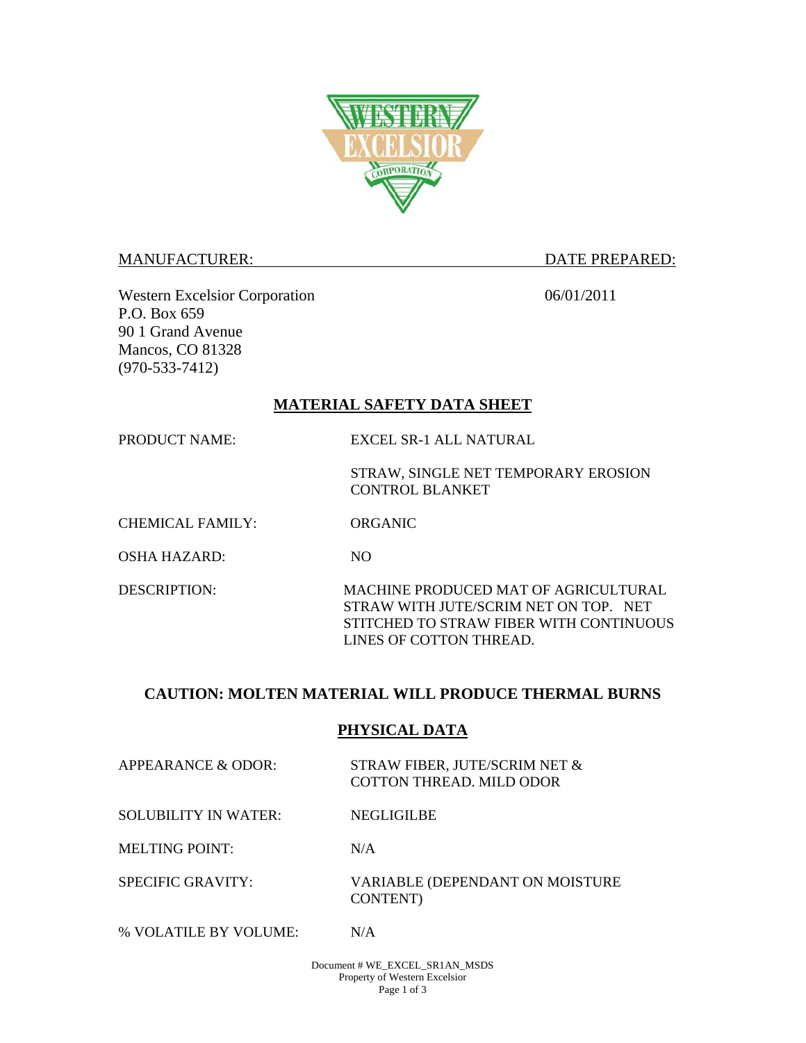MANUFACTURER: DATE PREPARED:

Western Excelsior Corporation
P.O. Box 659
90 1 Grand Avenue
Mancos, CO 81328
(970-533-7412)

06/01/2011

## MATERIAL SAFETY DATA SHEET

PRODUCT NAME: EXCEL SR-1 ALL NATURAL

STRAW, SINGLE NET TEMPORARY EROSION CONTROL BLANKET

CHEMICAL FAMILY: ORGANIC

OSHA HAZARD: NO

DESCRIPTION: MACHINE PRODUCED MAT OF AGRICULTURAL STRAW WITH JUTE/SCRIM NET ON TOP. NET STITCHED TO STRAW FIBER WITH CONTINUOUS LINES OF COTTON THREAD.

**CAUTION: MOLTEN MATERIAL WILL PRODUCE THERMAL BURNS**

## PHYSICAL DATA

APPEARANCE & ODOR: STRAW FIBER, JUTE/SCRIM NET & COTTON THREAD. MILD ODOR

SOLUBILITY IN WATER: NEGLIGILBE

MELTING POINT: N/A

SPECIFIC GRAVITY: VARIABLE (DEPENDANT ON MOISTURE CONTENT)

% VOLATILE BY VOLUME: N/A

Document # WE_EXCEL_SR1AN_MSDS
Property of Western Excelsior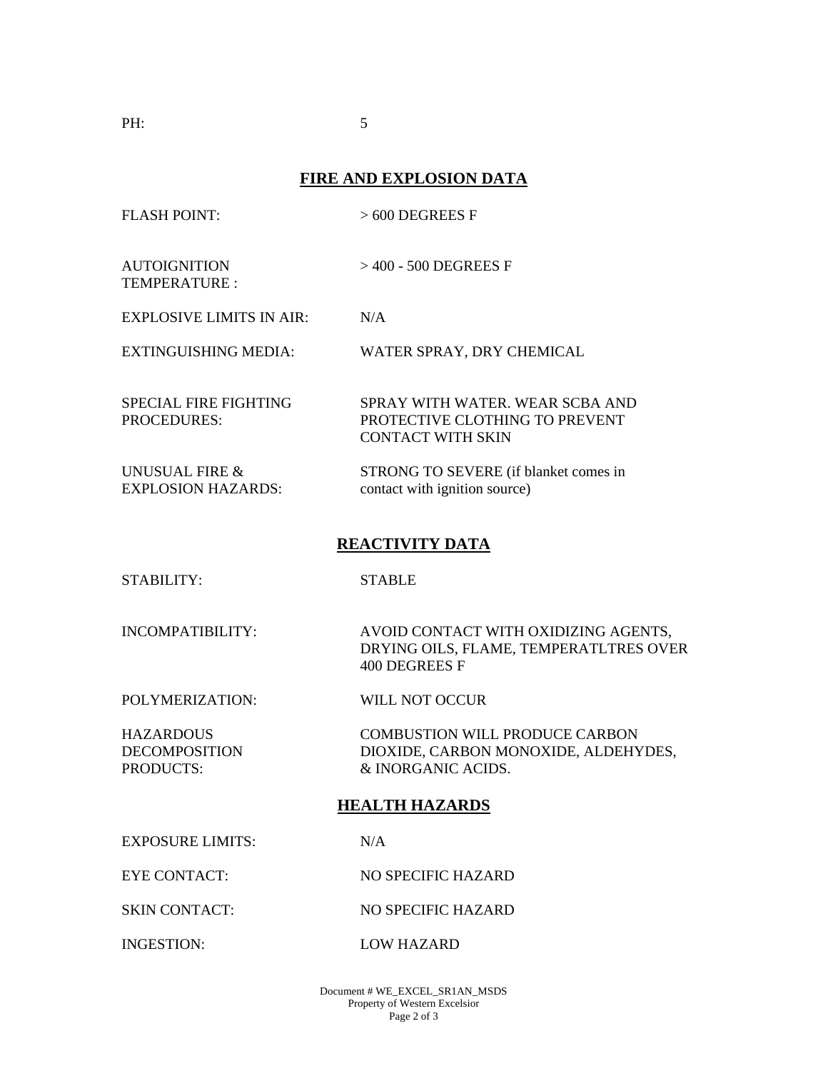PH: 5

## FIRE AND EXPLOSION DATA

| | |
|---|---|
| FLASH POINT: | > 600 DEGREES F |
| AUTOIGNITION TEMPERATURE : | > 400 - 500 DEGREES F |
| EXPLOSIVE LIMITS IN AIR: | N/A |
| EXTINGUISHING MEDIA: | WATER SPRAY, DRY CHEMICAL |
| SPECIAL FIRE FIGHTING PROCEDURES: | SPRAY WITH WATER. WEAR SCBA AND PROTECTIVE CLOTHING TO PREVENT CONTACT WITH SKIN |
| UNUSUAL FIRE & EXPLOSION HAZARDS: | STRONG TO SEVERE (if blanket comes in contact with ignition source) |

## REACTIVITY DATA

| | |
|---|---|
| STABILITY: | STABLE |
| INCOMPATIBILITY: | AVOID CONTACT WITH OXIDIZING AGENTS, DRYING OILS, FLAME, TEMPERATLTRES OVER 400 DEGREES F |
| POLYMERIZATION: | WILL NOT OCCUR |
| HAZARDOUS DECOMPOSITION PRODUCTS: | COMBUSTION WILL PRODUCE CARBON DIOXIDE, CARBON MONOXIDE, ALDEHYDES, & INORGANIC ACIDS. |

## HEALTH HAZARDS

| | |
|---|---|
| EXPOSURE LIMITS: | N/A |
| EYE CONTACT: | NO SPECIFIC HAZARD |
| SKIN CONTACT: | NO SPECIFIC HAZARD |
| INGESTION: | LOW HAZARD |

Document # WE_EXCEL_SR1AN_MSDS
Property of Western Excelsior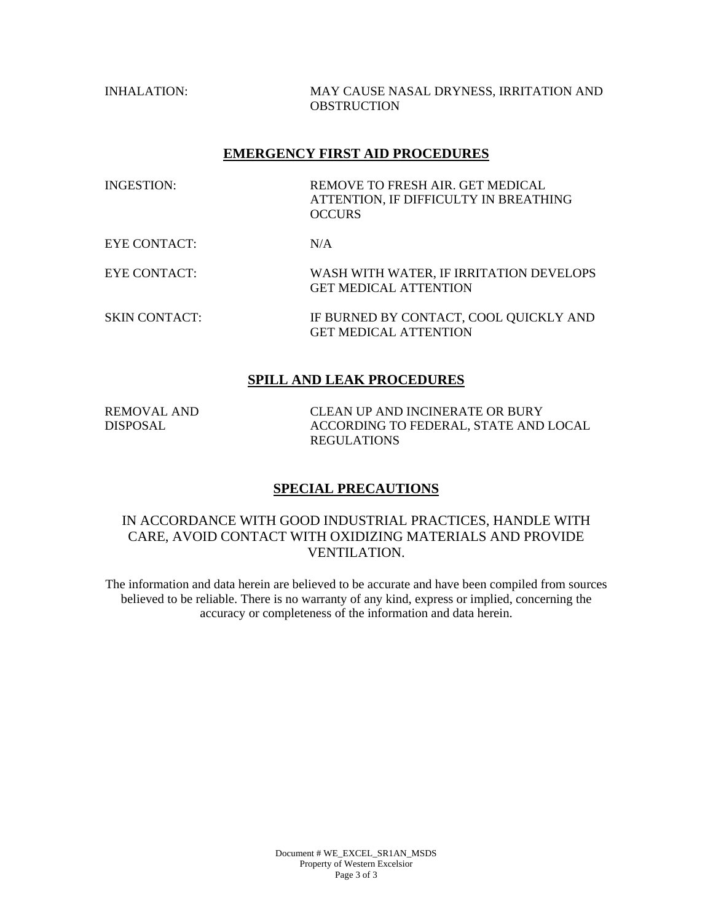INHALATION: MAY CAUSE NASAL DRYNESS, IRRITATION AND OBSTRUCTION

## EMERGENCY FIRST AID PROCEDURES

INGESTION: REMOVE TO FRESH AIR. GET MEDICAL ATTENTION, IF DIFFICULTY IN BREATHING OCCURS

EYE CONTACT: N/A

EYE CONTACT: WASH WITH WATER, IF IRRITATION DEVELOPS GET MEDICAL ATTENTION

SKIN CONTACT: IF BURNED BY CONTACT, COOL QUICKLY AND GET MEDICAL ATTENTION

## SPILL AND LEAK PROCEDURES

REMOVAL AND DISPOSAL: CLEAN UP AND INCINERATE OR BURY ACCORDING TO FEDERAL, STATE AND LOCAL REGULATIONS

## SPECIAL PRECAUTIONS

IN ACCORDANCE WITH GOOD INDUSTRIAL PRACTICES, HANDLE WITH CARE, AVOID CONTACT WITH OXIDIZING MATERIALS AND PROVIDE VENTILATION.

The information and data herein are believed to be accurate and have been compiled from sources believed to be reliable. There is no warranty of any kind, express or implied, concerning the accuracy or completeness of the information and data herein.

Document # WE_EXCEL_SR1AN_MSDS
Property of Western Excelsior